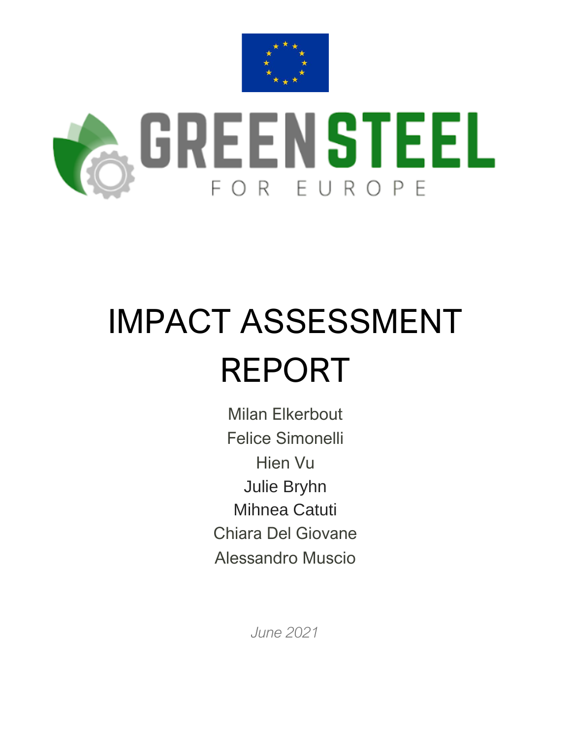GREEN STEEL

FOR EUROPE

# IMPACT ASSESSMENT REPORT

Milan Elkerbout

Felice Simonelli

Hien Vu

Julie Bryhn

Mihnea Catuti

Chiara Del Giovane

Alessandro Muscio

*June 2021*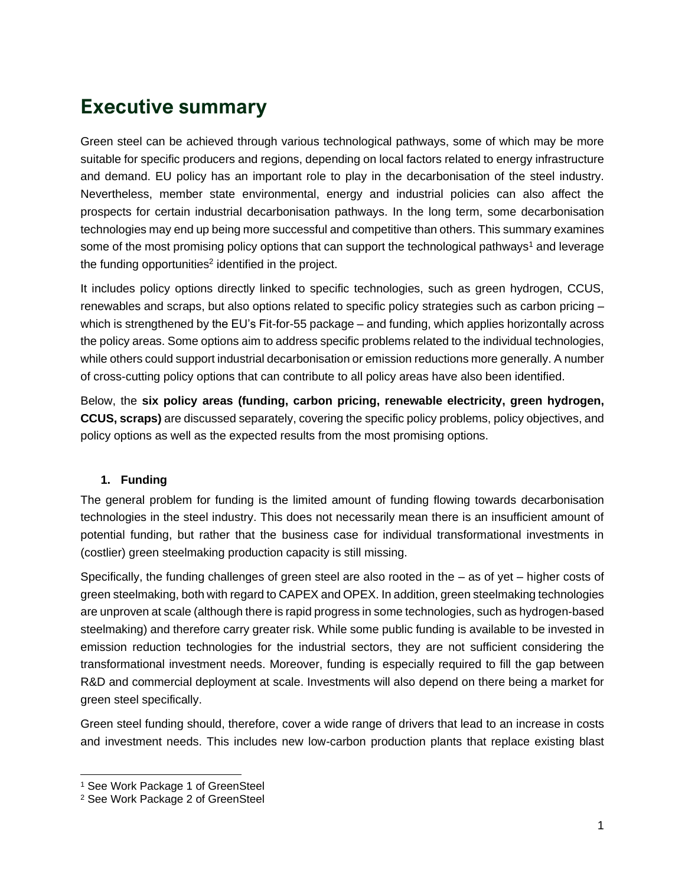# Executive summary

Green steel can be achieved through various technological pathways, some of which may be more suitable for specific producers and regions, depending on local factors related to energy infrastructure and demand. EU policy has an important role to play in the decarbonisation of the steel industry. Nevertheless, member state environmental, energy and industrial policies can also affect the prospects for certain industrial decarbonisation pathways. In the long term, some decarbonisation technologies may end up being more successful and competitive than others. This summary examines some of the most promising policy options that can support the technological pathways[1] and leverage the funding opportunities[2] identified in the project.

It includes policy options directly linked to specific technologies, such as green hydrogen, CCUS, renewables and scraps, but also options related to specific policy strategies such as carbon pricing – which is strengthened by the EU's Fit-for-55 package – and funding, which applies horizontally across the policy areas. Some options aim to address specific problems related to the individual technologies, while others could support industrial decarbonisation or emission reductions more generally. A number of cross-cutting policy options that can contribute to all policy areas have also been identified.

Below, the **six policy areas (funding, carbon pricing, renewable electricity, green hydrogen, CCUS, scraps)** are discussed separately, covering the specific policy problems, policy objectives, and policy options as well as the expected results from the most promising options.

## 1. Funding

The general problem for funding is the limited amount of funding flowing towards decarbonisation technologies in the steel industry. This does not necessarily mean there is an insufficient amount of potential funding, but rather that the business case for individual transformational investments in (costlier) green steelmaking production capacity is still missing.

Specifically, the funding challenges of green steel are also rooted in the – as of yet – higher costs of green steelmaking, both with regard to CAPEX and OPEX. In addition, green steelmaking technologies are unproven at scale (although there is rapid progress in some technologies, such as hydrogen-based steelmaking) and therefore carry greater risk. While some public funding is available to be invested in emission reduction technologies for the industrial sectors, they are not sufficient considering the transformational investment needs. Moreover, funding is especially required to fill the gap between R&D and commercial deployment at scale. Investments will also depend on there being a market for green steel specifically.

Green steel funding should, therefore, cover a wide range of drivers that lead to an increase in costs and investment needs. This includes new low-carbon production plants that replace existing blast

[1] See Work Package 1 of GreenSteel

[2] See Work Package 2 of GreenSteel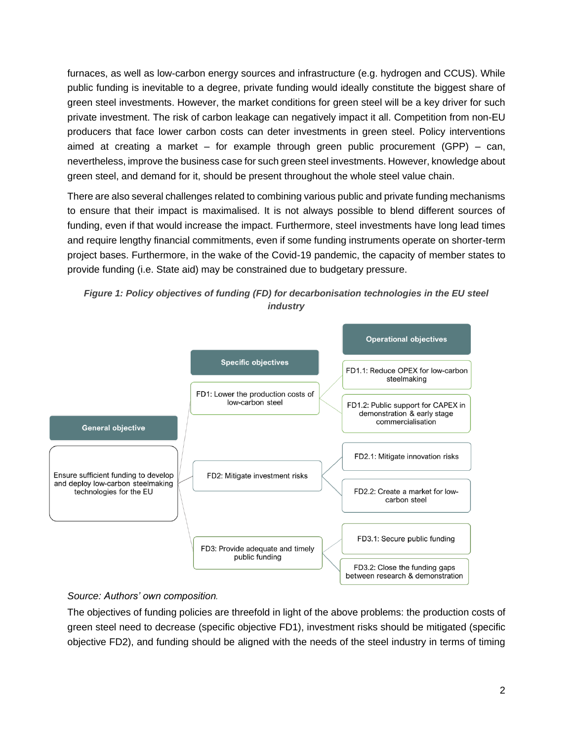furnaces, as well as low-carbon energy sources and infrastructure (e.g. hydrogen and CCUS). While public funding is inevitable to a degree, private funding would ideally constitute the biggest share of green steel investments. However, the market conditions for green steel will be a key driver for such private investment. The risk of carbon leakage can negatively impact it all. Competition from non-EU producers that face lower carbon costs can deter investments in green steel. Policy interventions aimed at creating a market – for example through green public procurement (GPP) – can, nevertheless, improve the business case for such green steel investments. However, knowledge about green steel, and demand for it, should be present throughout the whole steel value chain.

There are also several challenges related to combining various public and private funding mechanisms to ensure that their impact is maximalised. It is not always possible to blend different sources of funding, even if that would increase the impact. Furthermore, steel investments have long lead times and require lengthy financial commitments, even if some funding instruments operate on shorter-term project bases. Furthermore, in the wake of the Covid-19 pandemic, the capacity of member states to provide funding (i.e. State aid) may be constrained due to budgetary pressure.

***Figure 1: Policy objectives of funding (FD) for decarbonisation technologies in the EU steel industry***

| General objective | Specific objectives | Operational objectives |
|---|---|---|
| Ensure sufficient funding to develop and deploy low-carbon steelmaking technologies for the EU | FD1: Lower the production costs of low-carbon steel | FD1.1: Reduce OPEX for low-carbon steelmaking |
| | | FD1.2: Public support for CAPEX in demonstration & early stage commercialisation |
| | FD2: Mitigate investment risks | FD2.1: Mitigate innovation risks |
| | | FD2.2: Create a market for low-carbon steel |
| | FD3: Provide adequate and timely public funding | FD3.1: Secure public funding |
| | | FD3.2: Close the funding gaps between research & demonstration |

*Source: Authors' own composition.*

The objectives of funding policies are threefold in light of the above problems: the production costs of green steel need to decrease (specific objective FD1), investment risks should be mitigated (specific objective FD2), and funding should be aligned with the needs of the steel industry in terms of timing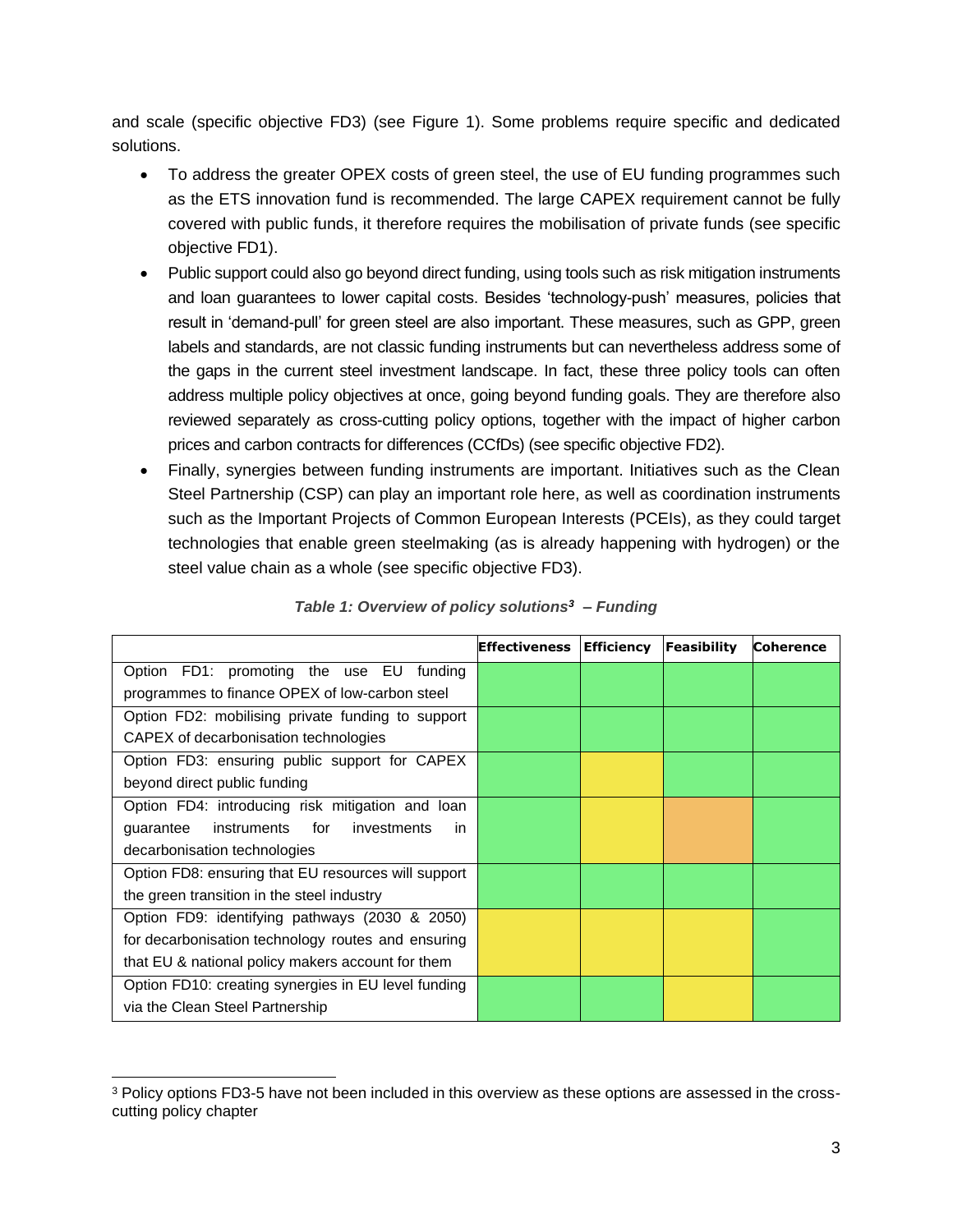and scale (specific objective FD3) (see Figure 1). Some problems require specific and dedicated solutions.

- To address the greater OPEX costs of green steel, the use of EU funding programmes such as the ETS innovation fund is recommended. The large CAPEX requirement cannot be fully covered with public funds, it therefore requires the mobilisation of private funds (see specific objective FD1).
- Public support could also go beyond direct funding, using tools such as risk mitigation instruments and loan guarantees to lower capital costs. Besides 'technology-push' measures, policies that result in 'demand-pull' for green steel are also important. These measures, such as GPP, green labels and standards, are not classic funding instruments but can nevertheless address some of the gaps in the current steel investment landscape. In fact, these three policy tools can often address multiple policy objectives at once, going beyond funding goals. They are therefore also reviewed separately as cross-cutting policy options, together with the impact of higher carbon prices and carbon contracts for differences (CCfDs) (see specific objective FD2).
- Finally, synergies between funding instruments are important. Initiatives such as the Clean Steel Partnership (CSP) can play an important role here, as well as coordination instruments such as the Important Projects of Common European Interests (PCEIs), as they could target technologies that enable green steelmaking (as is already happening with hydrogen) or the steel value chain as a whole (see specific objective FD3).

*Table 1: Overview of policy solutions[3] – Funding*

| | Effectiveness | Efficiency | Feasibility | Coherence |
|---|---|---|---|---|
| Option FD1: promoting the use EU funding programmes to finance OPEX of low-carbon steel | (green) | (green) | (green) | (green) |
| Option FD2: mobilising private funding to support CAPEX of decarbonisation technologies | (green) | (green) | (green) | (green) |
| Option FD3: ensuring public support for CAPEX beyond direct public funding | (green) | (yellow) | (green) | (green) |
| Option FD4: introducing risk mitigation and loan guarantee instruments for investments in decarbonisation technologies | (green) | (yellow) | (orange) | (green) |
| Option FD8: ensuring that EU resources will support the green transition in the steel industry | (green) | (green) | (green) | (green) |
| Option FD9: identifying pathways (2030 & 2050) for decarbonisation technology routes and ensuring that EU & national policy makers account for them | (yellow) | (yellow) | (yellow) | (green) |
| Option FD10: creating synergies in EU level funding via the Clean Steel Partnership | (green) | (green) | (yellow) | (green) |

[3] Policy options FD3-5 have not been included in this overview as these options are assessed in the cross-cutting policy chapter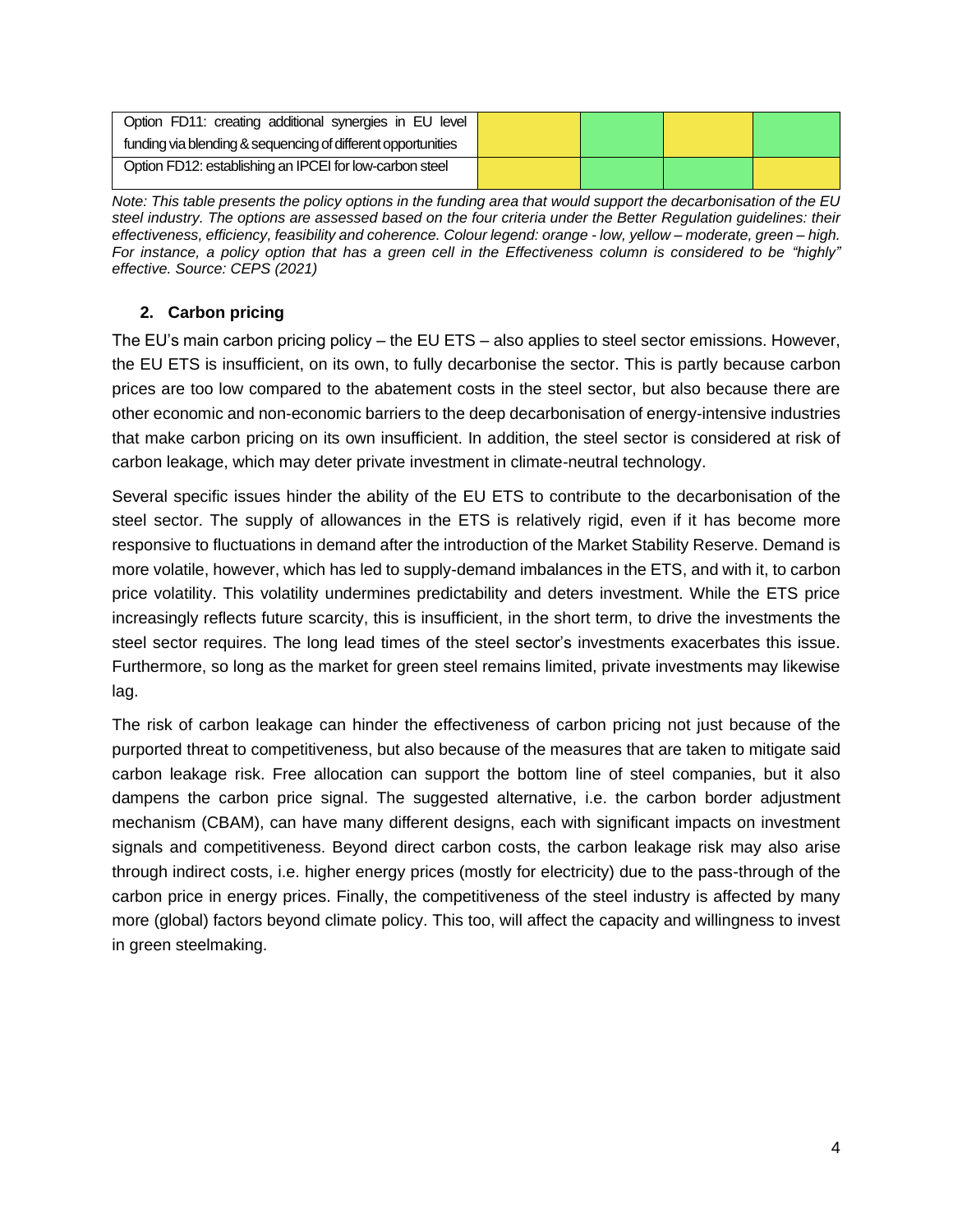| | | | | |
|---|---|---|---|---|
| Option FD11: creating additional synergies in EU level funding via blending & sequencing of different opportunities | Yellow | Green | Yellow | Green |
| Option FD12: establishing an IPCEI for low-carbon steel | Yellow | Green | Green | Yellow |

*Note: This table presents the policy options in the funding area that would support the decarbonisation of the EU steel industry. The options are assessed based on the four criteria under the Better Regulation guidelines: their effectiveness, efficiency, feasibility and coherence. Colour legend: orange - low, yellow – moderate, green – high. For instance, a policy option that has a green cell in the Effectiveness column is considered to be "highly" effective. Source: CEPS (2021)*

## 2. Carbon pricing

The EU's main carbon pricing policy – the EU ETS – also applies to steel sector emissions. However, the EU ETS is insufficient, on its own, to fully decarbonise the sector. This is partly because carbon prices are too low compared to the abatement costs in the steel sector, but also because there are other economic and non-economic barriers to the deep decarbonisation of energy-intensive industries that make carbon pricing on its own insufficient. In addition, the steel sector is considered at risk of carbon leakage, which may deter private investment in climate-neutral technology.

Several specific issues hinder the ability of the EU ETS to contribute to the decarbonisation of the steel sector. The supply of allowances in the ETS is relatively rigid, even if it has become more responsive to fluctuations in demand after the introduction of the Market Stability Reserve. Demand is more volatile, however, which has led to supply-demand imbalances in the ETS, and with it, to carbon price volatility. This volatility undermines predictability and deters investment. While the ETS price increasingly reflects future scarcity, this is insufficient, in the short term, to drive the investments the steel sector requires. The long lead times of the steel sector's investments exacerbates this issue. Furthermore, so long as the market for green steel remains limited, private investments may likewise lag.

The risk of carbon leakage can hinder the effectiveness of carbon pricing not just because of the purported threat to competitiveness, but also because of the measures that are taken to mitigate said carbon leakage risk. Free allocation can support the bottom line of steel companies, but it also dampens the carbon price signal. The suggested alternative, i.e. the carbon border adjustment mechanism (CBAM), can have many different designs, each with significant impacts on investment signals and competitiveness. Beyond direct carbon costs, the carbon leakage risk may also arise through indirect costs, i.e. higher energy prices (mostly for electricity) due to the pass-through of the carbon price in energy prices. Finally, the competitiveness of the steel industry is affected by many more (global) factors beyond climate policy. This too, will affect the capacity and willingness to invest in green steelmaking.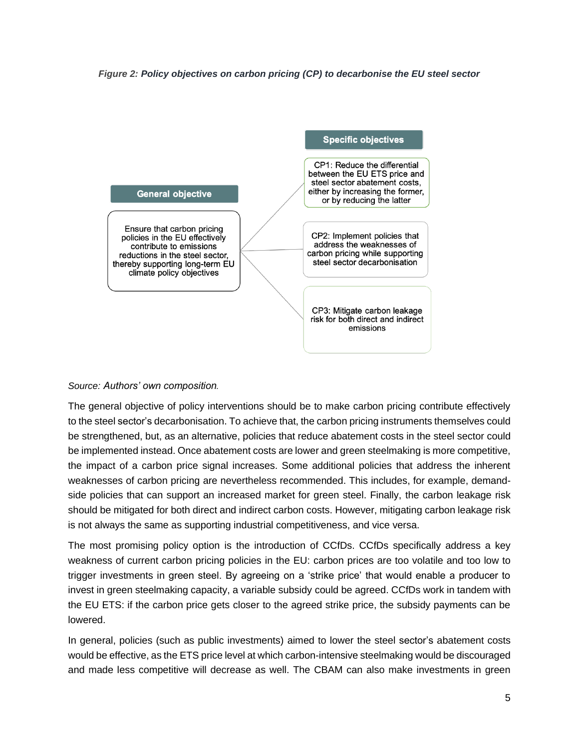*Figure 2: **Policy objectives on carbon pricing (CP) to decarbonise the EU steel sector***

**General objective**

Ensure that carbon pricing policies in the EU effectively contribute to emissions reductions in the steel sector, thereby supporting long-term EU climate policy objectives

**Specific objectives**

CP1: Reduce the differential between the EU ETS price and steel sector abatement costs, either by increasing the former, or by reducing the latter

CP2: Implement policies that address the weaknesses of carbon pricing while supporting steel sector decarbonisation

CP3: Mitigate carbon leakage risk for both direct and indirect emissions

Source: *Authors' own composition.*

The general objective of policy interventions should be to make carbon pricing contribute effectively to the steel sector's decarbonisation. To achieve that, the carbon pricing instruments themselves could be strengthened, but, as an alternative, policies that reduce abatement costs in the steel sector could be implemented instead. Once abatement costs are lower and green steelmaking is more competitive, the impact of a carbon price signal increases. Some additional policies that address the inherent weaknesses of carbon pricing are nevertheless recommended. This includes, for example, demand-side policies that can support an increased market for green steel. Finally, the carbon leakage risk should be mitigated for both direct and indirect carbon costs. However, mitigating carbon leakage risk is not always the same as supporting industrial competitiveness, and vice versa.

The most promising policy option is the introduction of CCfDs. CCfDs specifically address a key weakness of current carbon pricing policies in the EU: carbon prices are too volatile and too low to trigger investments in green steel. By agreeing on a 'strike price' that would enable a producer to invest in green steelmaking capacity, a variable subsidy could be agreed. CCfDs work in tandem with the EU ETS: if the carbon price gets closer to the agreed strike price, the subsidy payments can be lowered.

In general, policies (such as public investments) aimed to lower the steel sector's abatement costs would be effective, as the ETS price level at which carbon-intensive steelmaking would be discouraged and made less competitive will decrease as well. The CBAM can also make investments in green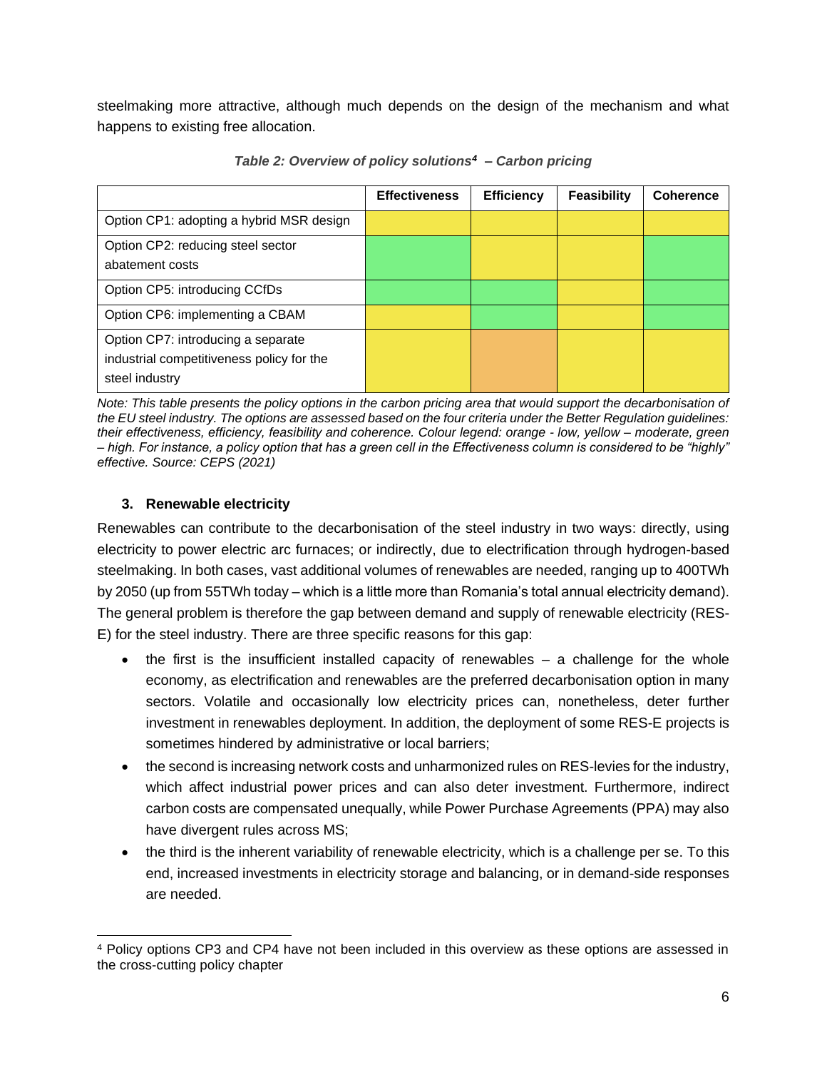steelmaking more attractive, although much depends on the design of the mechanism and what happens to existing free allocation.

*Table 2: Overview of policy solutions[4] – Carbon pricing*

| | Effectiveness | Efficiency | Feasibility | Coherence |
|---|---|---|---|---|
| Option CP1: adopting a hybrid MSR design | Yellow | Yellow | Yellow | Yellow |
| Option CP2: reducing steel sector abatement costs | Green | Yellow | Yellow | Green |
| Option CP5: introducing CCfDs | Green | Green | Yellow | Green |
| Option CP6: implementing a CBAM | Yellow | Green | Yellow | Green |
| Option CP7: introducing a separate industrial competitiveness policy for the steel industry | Yellow | Orange | Yellow | Yellow |

*Note: This table presents the policy options in the carbon pricing area that would support the decarbonisation of the EU steel industry. The options are assessed based on the four criteria under the Better Regulation guidelines: their effectiveness, efficiency, feasibility and coherence. Colour legend: orange - low, yellow – moderate, green – high. For instance, a policy option that has a green cell in the Effectiveness column is considered to be "highly" effective. Source: CEPS (2021)*

### 3. Renewable electricity

Renewables can contribute to the decarbonisation of the steel industry in two ways: directly, using electricity to power electric arc furnaces; or indirectly, due to electrification through hydrogen-based steelmaking. In both cases, vast additional volumes of renewables are needed, ranging up to 400TWh by 2050 (up from 55TWh today – which is a little more than Romania's total annual electricity demand). The general problem is therefore the gap between demand and supply of renewable electricity (RES-E) for the steel industry. There are three specific reasons for this gap:

- the first is the insufficient installed capacity of renewables – a challenge for the whole economy, as electrification and renewables are the preferred decarbonisation option in many sectors. Volatile and occasionally low electricity prices can, nonetheless, deter further investment in renewables deployment. In addition, the deployment of some RES-E projects is sometimes hindered by administrative or local barriers;
- the second is increasing network costs and unharmonized rules on RES-levies for the industry, which affect industrial power prices and can also deter investment. Furthermore, indirect carbon costs are compensated unequally, while Power Purchase Agreements (PPA) may also have divergent rules across MS;
- the third is the inherent variability of renewable electricity, which is a challenge per se. To this end, increased investments in electricity storage and balancing, or in demand-side responses are needed.

[4] Policy options CP3 and CP4 have not been included in this overview as these options are assessed in the cross-cutting policy chapter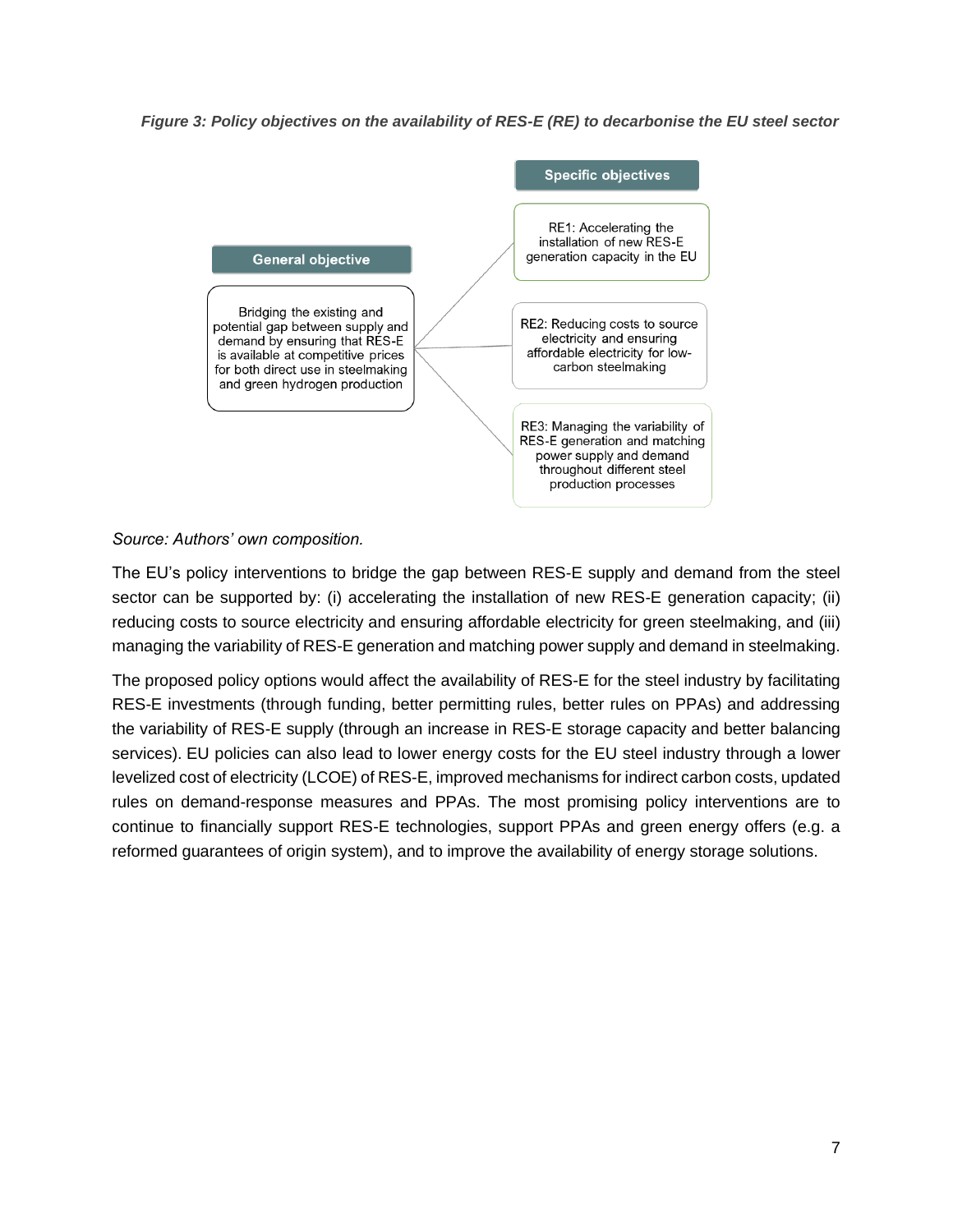*Figure 3: Policy objectives on the availability of RES-E (RE) to decarbonise the EU steel sector*

**General objective**

Bridging the existing and potential gap between supply and demand by ensuring that RES-E is available at competitive prices for both direct use in steelmaking and green hydrogen production

**Specific objectives**

- RE1: Accelerating the installation of new RES-E generation capacity in the EU
- RE2: Reducing costs to source electricity and ensuring affordable electricity for low-carbon steelmaking
- RE3: Managing the variability of RES-E generation and matching power supply and demand throughout different steel production processes

*Source: Authors' own composition.*

The EU's policy interventions to bridge the gap between RES-E supply and demand from the steel sector can be supported by: (i) accelerating the installation of new RES-E generation capacity; (ii) reducing costs to source electricity and ensuring affordable electricity for green steelmaking, and (iii) managing the variability of RES-E generation and matching power supply and demand in steelmaking.

The proposed policy options would affect the availability of RES-E for the steel industry by facilitating RES-E investments (through funding, better permitting rules, better rules on PPAs) and addressing the variability of RES-E supply (through an increase in RES-E storage capacity and better balancing services). EU policies can also lead to lower energy costs for the EU steel industry through a lower levelized cost of electricity (LCOE) of RES-E, improved mechanisms for indirect carbon costs, updated rules on demand-response measures and PPAs. The most promising policy interventions are to continue to financially support RES-E technologies, support PPAs and green energy offers (e.g. a reformed guarantees of origin system), and to improve the availability of energy storage solutions.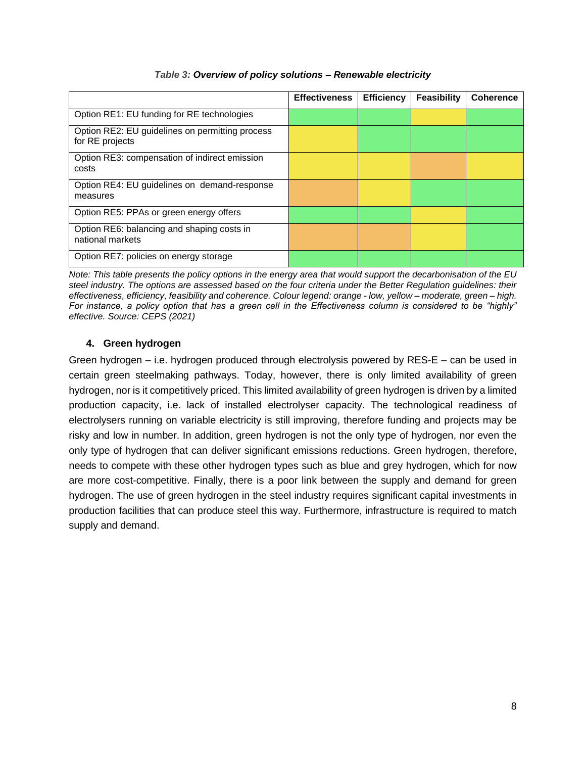*Table 3:* ***Overview of policy solutions – Renewable electricity***

| | Effectiveness | Efficiency | Feasibility | Coherence |
|---|---|---|---|---|
| Option RE1: EU funding for RE technologies | Green (high) | Green (high) | Yellow (moderate) | Green (high) |
| Option RE2: EU guidelines on permitting process for RE projects | Yellow (moderate) | Green (high) | Green (high) | Green (high) |
| Option RE3: compensation of indirect emission costs | Yellow (moderate) | Yellow (moderate) | Orange (low) | Yellow (moderate) |
| Option RE4: EU guidelines on demand-response measures | Orange (low) | Yellow (moderate) | Green (high) | Green (high) |
| Option RE5: PPAs or green energy offers | Green (high) | Green (high) | Yellow (moderate) | Green (high) |
| Option RE6: balancing and shaping costs in national markets | Orange (low) | Orange (low) | Yellow (moderate) | Green (high) |
| Option RE7: policies on energy storage | Green (high) | Green (high) | Green (high) | Green (high) |

*Note: This table presents the policy options in the energy area that would support the decarbonisation of the EU steel industry. The options are assessed based on the four criteria under the Better Regulation guidelines: their effectiveness, efficiency, feasibility and coherence. Colour legend: orange - low, yellow – moderate, green – high. For instance, a policy option that has a green cell in the Effectiveness column is considered to be "highly" effective. Source: CEPS (2021)*

### 4. Green hydrogen

Green hydrogen – i.e. hydrogen produced through electrolysis powered by RES-E – can be used in certain green steelmaking pathways. Today, however, there is only limited availability of green hydrogen, nor is it competitively priced. This limited availability of green hydrogen is driven by a limited production capacity, i.e. lack of installed electrolyser capacity. The technological readiness of electrolysers running on variable electricity is still improving, therefore funding and projects may be risky and low in number. In addition, green hydrogen is not the only type of hydrogen, nor even the only type of hydrogen that can deliver significant emissions reductions. Green hydrogen, therefore, needs to compete with these other hydrogen types such as blue and grey hydrogen, which for now are more cost-competitive. Finally, there is a poor link between the supply and demand for green hydrogen. The use of green hydrogen in the steel industry requires significant capital investments in production facilities that can produce steel this way. Furthermore, infrastructure is required to match supply and demand.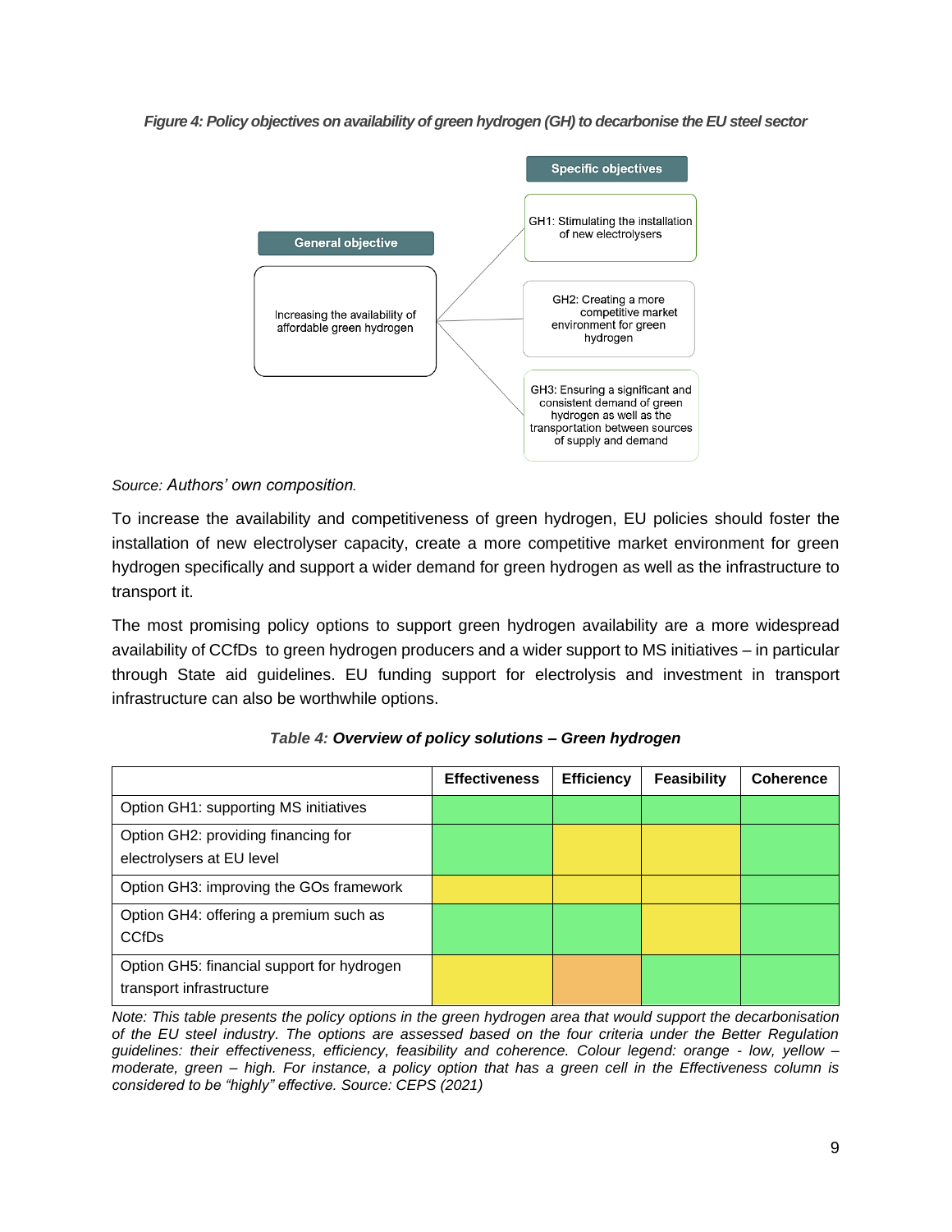*Figure 4: Policy objectives on availability of green hydrogen (GH) to decarbonise the EU steel sector*

**General objective**

- Increasing the availability of affordable green hydrogen

**Specific objectives**

- GH1: Stimulating the installation of new electrolysers
- GH2: Creating a more competitive market environment for green hydrogen
- GH3: Ensuring a significant and consistent demand of green hydrogen as well as the transportation between sources of supply and demand

Source: *Authors' own composition.*

To increase the availability and competitiveness of green hydrogen, EU policies should foster the installation of new electrolyser capacity, create a more competitive market environment for green hydrogen specifically and support a wider demand for green hydrogen as well as the infrastructure to transport it.

The most promising policy options to support green hydrogen availability are a more widespread availability of CCfDs to green hydrogen producers and a wider support to MS initiatives – in particular through State aid guidelines. EU funding support for electrolysis and investment in transport infrastructure can also be worthwhile options.

*Table 4:* ***Overview of policy solutions – Green hydrogen***

| | Effectiveness | Efficiency | Feasibility | Coherence |
|---|---|---|---|---|
| Option GH1: supporting MS initiatives | Green (high) | Green (high) | Green (high) | Green (high) |
| Option GH2: providing financing for electrolysers at EU level | Green (high) | Yellow (moderate) | Yellow (moderate) | Green (high) |
| Option GH3: improving the GOs framework | Yellow (moderate) | Yellow (moderate) | Yellow (moderate) | Green (high) |
| Option GH4: offering a premium such as CCfDs | Green (high) | Green (high) | Yellow (moderate) | Green (high) |
| Option GH5: financial support for hydrogen transport infrastructure | Yellow (moderate) | Orange (low) | Green (high) | Green (high) |

*Note: This table presents the policy options in the green hydrogen area that would support the decarbonisation of the EU steel industry. The options are assessed based on the four criteria under the Better Regulation guidelines: their effectiveness, efficiency, feasibility and coherence. Colour legend: orange - low, yellow – moderate, green – high. For instance, a policy option that has a green cell in the Effectiveness column is considered to be "highly" effective. Source: CEPS (2021)*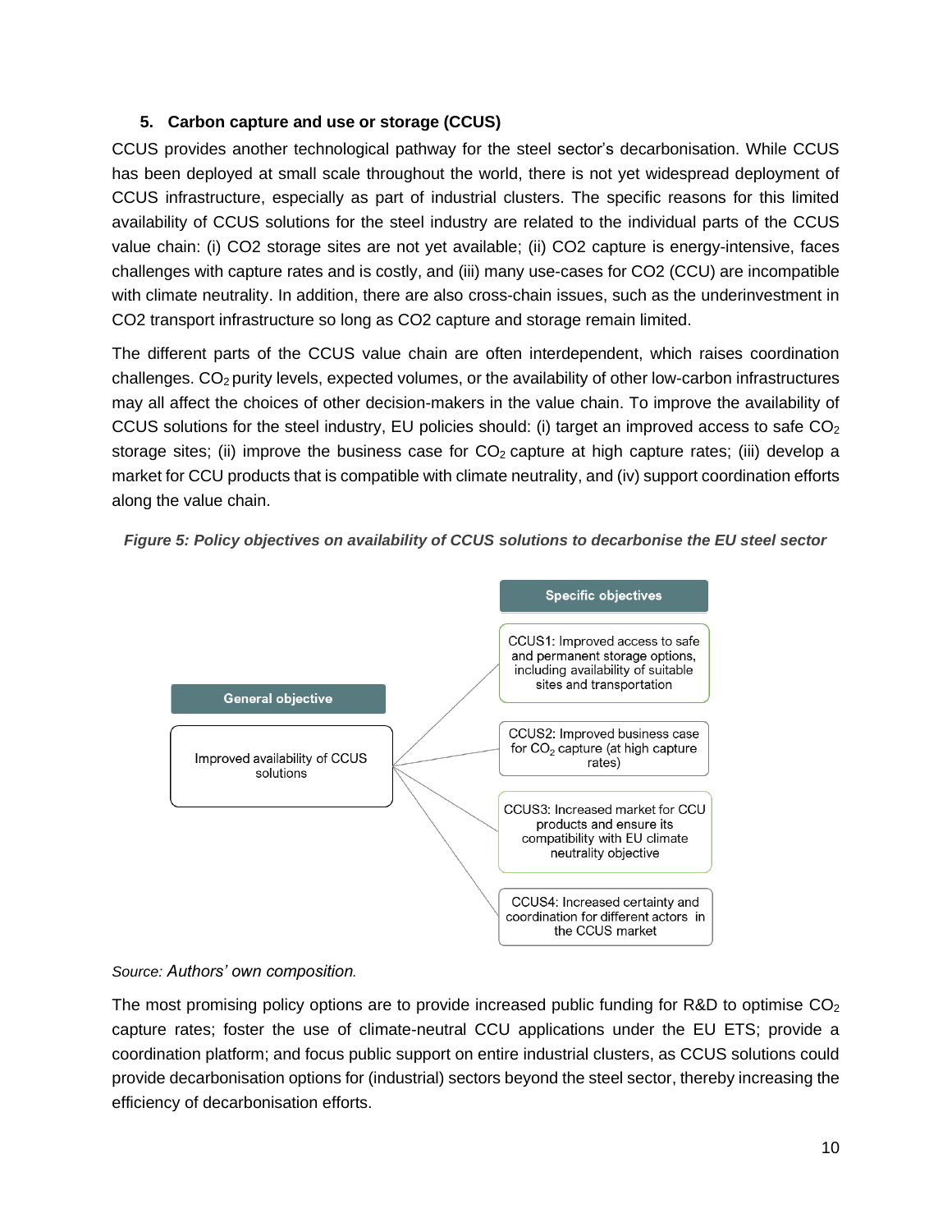### 5. Carbon capture and use or storage (CCUS)

CCUS provides another technological pathway for the steel sector's decarbonisation. While CCUS has been deployed at small scale throughout the world, there is not yet widespread deployment of CCUS infrastructure, especially as part of industrial clusters. The specific reasons for this limited availability of CCUS solutions for the steel industry are related to the individual parts of the CCUS value chain: (i) CO2 storage sites are not yet available; (ii) CO2 capture is energy-intensive, faces challenges with capture rates and is costly, and (iii) many use-cases for CO2 (CCU) are incompatible with climate neutrality. In addition, there are also cross-chain issues, such as the underinvestment in CO2 transport infrastructure so long as CO2 capture and storage remain limited.

The different parts of the CCUS value chain are often interdependent, which raises coordination challenges. $CO_2$ purity levels, expected volumes, or the availability of other low-carbon infrastructures may all affect the choices of other decision-makers in the value chain. To improve the availability of CCUS solutions for the steel industry, EU policies should: (i) target an improved access to safe $CO_2$ storage sites; (ii) improve the business case for $CO_2$ capture at high capture rates; (iii) develop a market for CCU products that is compatible with climate neutrality, and (iv) support coordination efforts along the value chain.

***Figure 5: Policy objectives on availability of CCUS solutions to decarbonise the EU steel sector***

| General objective | Specific objectives |
|---|---|
| Improved availability of CCUS solutions | CCUS1: Improved access to safe and permanent storage options, including availability of suitable sites and transportation |
| | CCUS2: Improved business case for $CO_2$ capture (at high capture rates) |
| | CCUS3: Increased market for CCU products and ensure its compatibility with EU climate neutrality objective |
| | CCUS4: Increased certainty and coordination for different actors in the CCUS market |

Source: *Authors' own composition.*

The most promising policy options are to provide increased public funding for R&D to optimise $CO_2$ capture rates; foster the use of climate-neutral CCU applications under the EU ETS; provide a coordination platform; and focus public support on entire industrial clusters, as CCUS solutions could provide decarbonisation options for (industrial) sectors beyond the steel sector, thereby increasing the efficiency of decarbonisation efforts.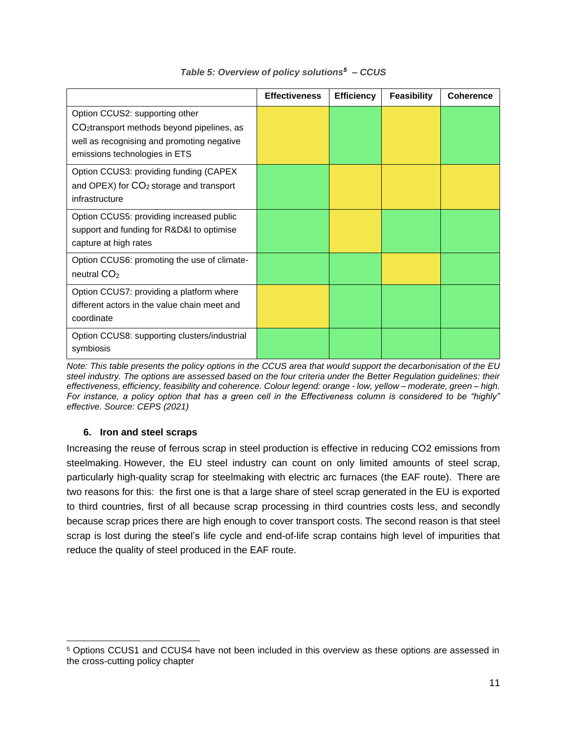*Table 5: Overview of policy solutions[5] – CCUS*

| | Effectiveness | Efficiency | Feasibility | Coherence |
|---|---|---|---|---|
| Option CCUS2: supporting other $CO_2$transport methods beyond pipelines, as well as recognising and promoting negative emissions technologies in ETS | moderate | high | moderate | high |
| Option CCUS3: providing funding (CAPEX and OPEX) for $CO_2$ storage and transport infrastructure | high | moderate | moderate | moderate |
| Option CCUS5: providing increased public support and funding for R&D&I to optimise capture at high rates | high | moderate | high | high |
| Option CCUS6: promoting the use of climate-neutral $CO_2$ | high | high | moderate | high |
| Option CCUS7: providing a platform where different actors in the value chain meet and coordinate | moderate | high | high | high |
| Option CCUS8: supporting clusters/industrial symbiosis | high | high | high | high |

*Note: This table presents the policy options in the CCUS area that would support the decarbonisation of the EU steel industry. The options are assessed based on the four criteria under the Better Regulation guidelines: their effectiveness, efficiency, feasibility and coherence. Colour legend: orange - low, yellow – moderate, green – high. For instance, a policy option that has a green cell in the Effectiveness column is considered to be "highly" effective. Source: CEPS (2021)*

### 6. Iron and steel scraps

Increasing the reuse of ferrous scrap in steel production is effective in reducing CO2 emissions from steelmaking. However, the EU steel industry can count on only limited amounts of steel scrap, particularly high-quality scrap for steelmaking with electric arc furnaces (the EAF route). There are two reasons for this: the first one is that a large share of steel scrap generated in the EU is exported to third countries, first of all because scrap processing in third countries costs less, and secondly because scrap prices there are high enough to cover transport costs. The second reason is that steel scrap is lost during the steel's life cycle and end-of-life scrap contains high level of impurities that reduce the quality of steel produced in the EAF route.

---

[5] Options CCUS1 and CCUS4 have not been included in this overview as these options are assessed in the cross-cutting policy chapter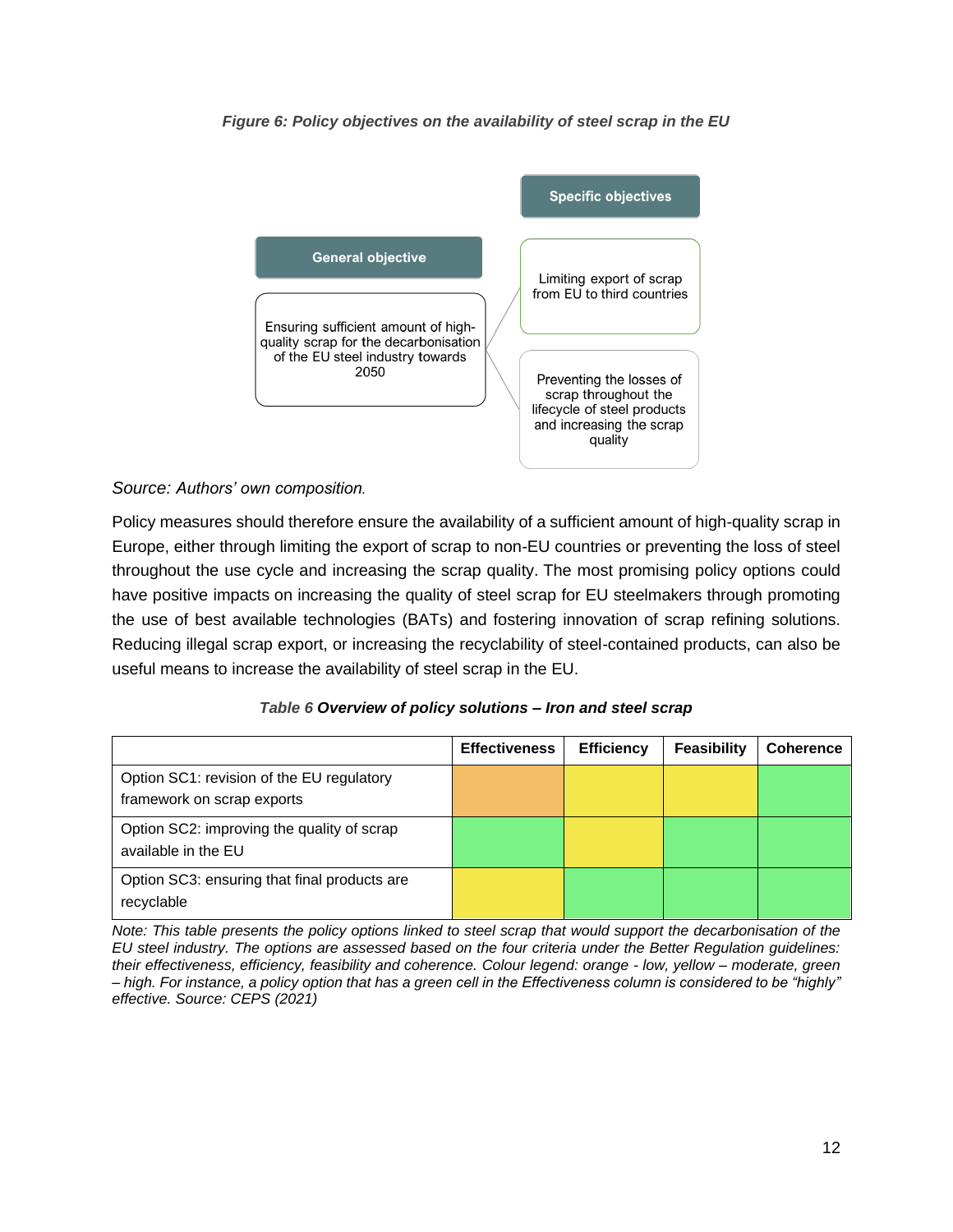*Figure 6: Policy objectives on the availability of steel scrap in the EU*

**General objective**

- Ensuring sufficient amount of high-quality scrap for the decarbonisation of the EU steel industry towards 2050

**Specific objectives**

- Limiting export of scrap from EU to third countries
- Preventing the losses of scrap throughout the lifecycle of steel products and increasing the scrap quality

*Source: Authors' own composition.*

Policy measures should therefore ensure the availability of a sufficient amount of high-quality scrap in Europe, either through limiting the export of scrap to non-EU countries or preventing the loss of steel throughout the use cycle and increasing the scrap quality. The most promising policy options could have positive impacts on increasing the quality of steel scrap for EU steelmakers through promoting the use of best available technologies (BATs) and fostering innovation of scrap refining solutions. Reducing illegal scrap export, or increasing the recyclability of steel-contained products, can also be useful means to increase the availability of steel scrap in the EU.

*Table 6* ***Overview of policy solutions – Iron and steel scrap***

| | Effectiveness | Efficiency | Feasibility | Coherence |
|---|---|---|---|---|
| Option SC1: revision of the EU regulatory framework on scrap exports | Low (orange) | Moderate (yellow) | Moderate (yellow) | High (green) |
| Option SC2: improving the quality of scrap available in the EU | High (green) | Moderate (yellow) | High (green) | High (green) |
| Option SC3: ensuring that final products are recyclable | Moderate (yellow) | High (green) | High (green) | High (green) |

*Note: This table presents the policy options linked to steel scrap that would support the decarbonisation of the EU steel industry. The options are assessed based on the four criteria under the Better Regulation guidelines: their effectiveness, efficiency, feasibility and coherence. Colour legend: orange - low, yellow – moderate, green – high. For instance, a policy option that has a green cell in the Effectiveness column is considered to be "highly" effective. Source: CEPS (2021)*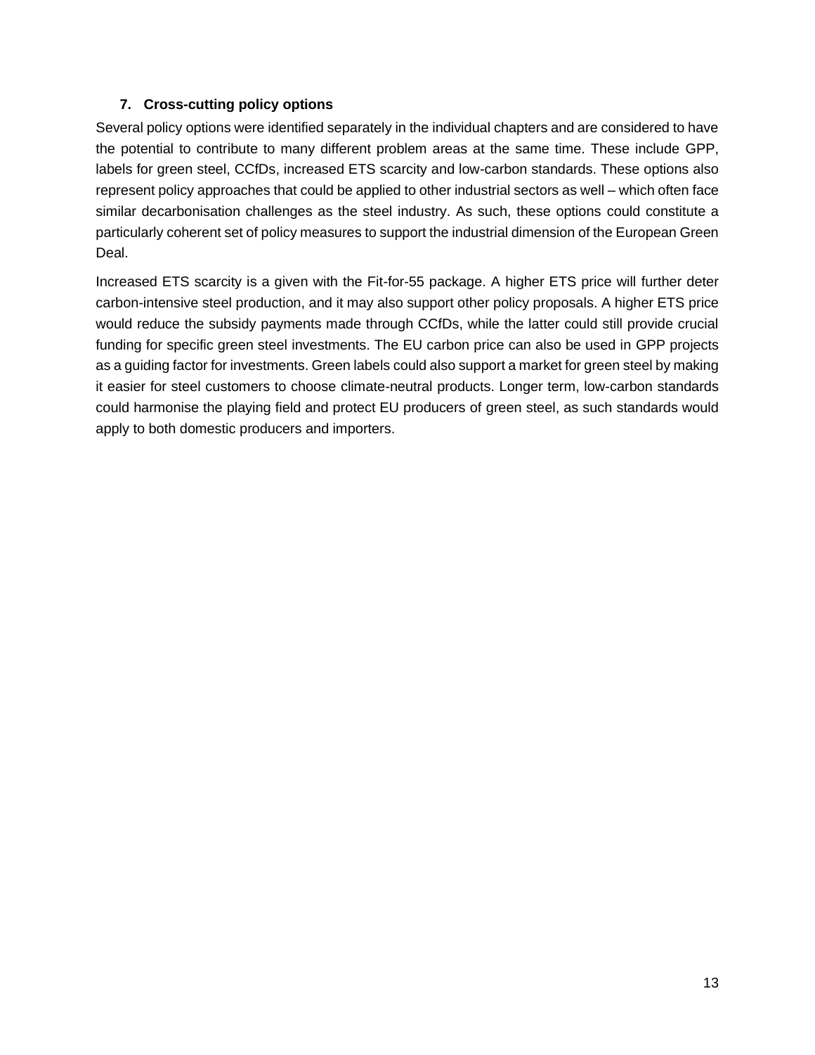## 7. Cross-cutting policy options

Several policy options were identified separately in the individual chapters and are considered to have the potential to contribute to many different problem areas at the same time. These include GPP, labels for green steel, CCfDs, increased ETS scarcity and low-carbon standards. These options also represent policy approaches that could be applied to other industrial sectors as well – which often face similar decarbonisation challenges as the steel industry. As such, these options could constitute a particularly coherent set of policy measures to support the industrial dimension of the European Green Deal.

Increased ETS scarcity is a given with the Fit-for-55 package. A higher ETS price will further deter carbon-intensive steel production, and it may also support other policy proposals. A higher ETS price would reduce the subsidy payments made through CCfDs, while the latter could still provide crucial funding for specific green steel investments. The EU carbon price can also be used in GPP projects as a guiding factor for investments. Green labels could also support a market for green steel by making it easier for steel customers to choose climate-neutral products. Longer term, low-carbon standards could harmonise the playing field and protect EU producers of green steel, as such standards would apply to both domestic producers and importers.